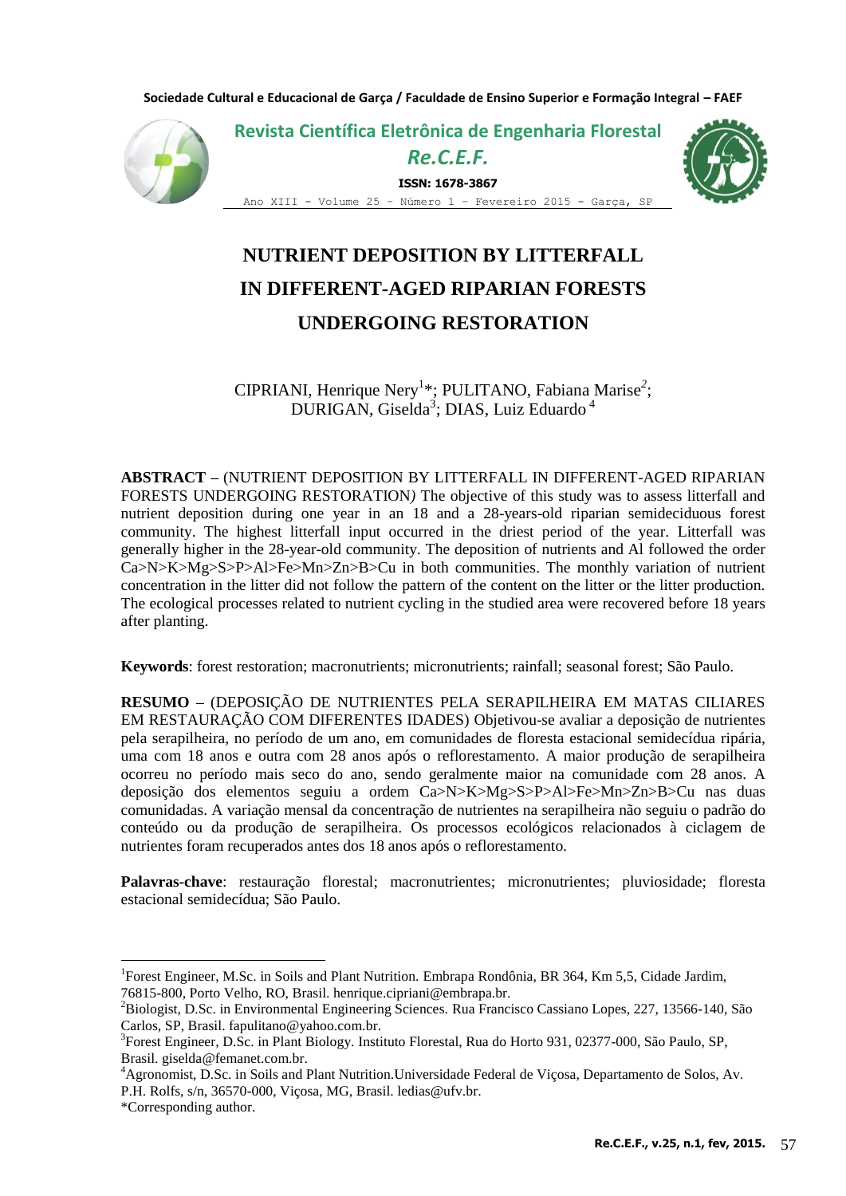# NUTRIENT DEPOSITION BY LITTERFALL IN DIFFERENT-AGED RIPARIAN FORESTS UNDERGOING RESTORATION

CIPRIANI, Henrique Nery[1]*; PULITANO, Fabiana Marise[2]; DURIGAN, Giselda[3]; DIAS, Luiz Eduardo[4]

**ABSTRACT –** (NUTRIENT DEPOSITION BY LITTERFALL IN DIFFERENT-AGED RIPARIAN FORESTS UNDERGOING RESTORATION*)* The objective of this study was to assess litterfall and nutrient deposition during one year in an 18 and a 28-years-old riparian semideciduous forest community. The highest litterfall input occurred in the driest period of the year. Litterfall was generally higher in the 28-year-old community. The deposition of nutrients and Al followed the order Ca>N>K>Mg>S>P>Al>Fe>Mn>Zn>B>Cu in both communities. The monthly variation of nutrient concentration in the litter did not follow the pattern of the content on the litter or the litter production. The ecological processes related to nutrient cycling in the studied area were recovered before 18 years after planting.

**Keywords**: forest restoration; macronutrients; micronutrients; rainfall; seasonal forest; São Paulo.

**RESUMO –** (DEPOSIÇÃO DE NUTRIENTES PELA SERAPILHEIRA EM MATAS CILIARES EM RESTAURAÇÃO COM DIFERENTES IDADES) Objetivou-se avaliar a deposição de nutrientes pela serapilheira, no período de um ano, em comunidades de floresta estacional semidecídua ripária, uma com 18 anos e outra com 28 anos após o reflorestamento. A maior produção de serapilheira ocorreu no período mais seco do ano, sendo geralmente maior na comunidade com 28 anos. A deposição dos elementos seguiu a ordem Ca>N>K>Mg>S>P>Al>Fe>Mn>Zn>B>Cu nas duas comunidades. A variação mensal da concentração de nutrientes na serapilheira não seguiu o padrão do conteúdo ou da produção de serapilheira. Os processos ecológicos relacionados à ciclagem de nutrientes foram recuperados antes dos 18 anos após o reflorestamento.

**Palavras-chave**: restauração florestal; macronutrientes; micronutrientes; pluviosidade; floresta estacional semidecídua; São Paulo.

---

[1]Forest Engineer, M.Sc. in Soils and Plant Nutrition. Embrapa Rondônia, BR 364, Km 5,5, Cidade Jardim, 76815-800, Porto Velho, RO, Brasil. henrique.cipriani@embrapa.br.

[2]Biologist, D.Sc. in Environmental Engineering Sciences. Rua Francisco Cassiano Lopes, 227, 13566-140, São Carlos, SP, Brasil. fapulitano@yahoo.com.br.

[3]Forest Engineer, D.Sc. in Plant Biology. Instituto Florestal, Rua do Horto 931, 02377-000, São Paulo, SP, Brasil. giselda@femanet.com.br.

[4]Agronomist, D.Sc. in Soils and Plant Nutrition.Universidade Federal de Viçosa, Departamento de Solos, Av. P.H. Rolfs, s/n, 36570-000, Viçosa, MG, Brasil. ledias@ufv.br.

*Corresponding author.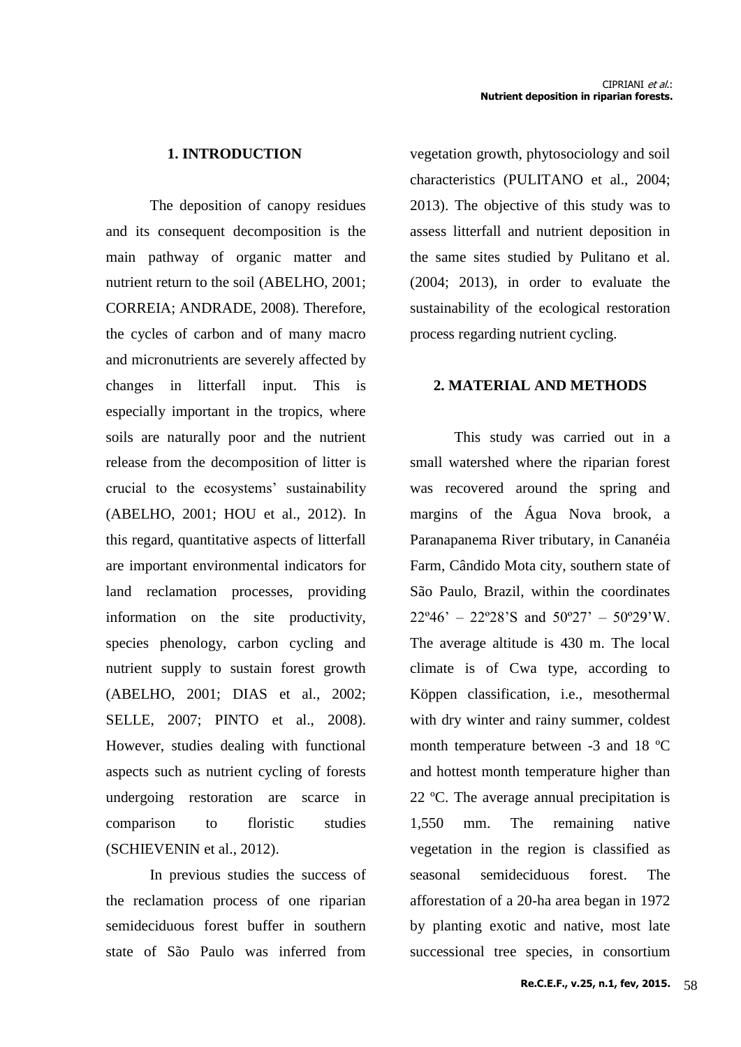## 1. INTRODUCTION

The deposition of canopy residues and its consequent decomposition is the main pathway of organic matter and nutrient return to the soil (ABELHO, 2001; CORREIA; ANDRADE, 2008). Therefore, the cycles of carbon and of many macro and micronutrients are severely affected by changes in litterfall input. This is especially important in the tropics, where soils are naturally poor and the nutrient release from the decomposition of litter is crucial to the ecosystems' sustainability (ABELHO, 2001; HOU et al., 2012). In this regard, quantitative aspects of litterfall are important environmental indicators for land reclamation processes, providing information on the site productivity, species phenology, carbon cycling and nutrient supply to sustain forest growth (ABELHO, 2001; DIAS et al., 2002; SELLE, 2007; PINTO et al., 2008). However, studies dealing with functional aspects such as nutrient cycling of forests undergoing restoration are scarce in comparison to floristic studies (SCHIEVENIN et al., 2012).

In previous studies the success of the reclamation process of one riparian semideciduous forest buffer in southern state of São Paulo was inferred from vegetation growth, phytosociology and soil characteristics (PULITANO et al., 2004; 2013). The objective of this study was to assess litterfall and nutrient deposition in the same sites studied by Pulitano et al. (2004; 2013), in order to evaluate the sustainability of the ecological restoration process regarding nutrient cycling.

## 2. MATERIAL AND METHODS

This study was carried out in a small watershed where the riparian forest was recovered around the spring and margins of the Água Nova brook, a Paranapanema River tributary, in Cananéia Farm, Cândido Mota city, southern state of São Paulo, Brazil, within the coordinates 22º46' – 22º28'S and 50º27' – 50º29'W. The average altitude is 430 m. The local climate is of Cwa type, according to Köppen classification, i.e., mesothermal with dry winter and rainy summer, coldest month temperature between -3 and 18 ºC and hottest month temperature higher than 22 ºC. The average annual precipitation is 1,550 mm. The remaining native vegetation in the region is classified as seasonal semideciduous forest. The afforestation of a 20-ha area began in 1972 by planting exotic and native, most late successional tree species, in consortium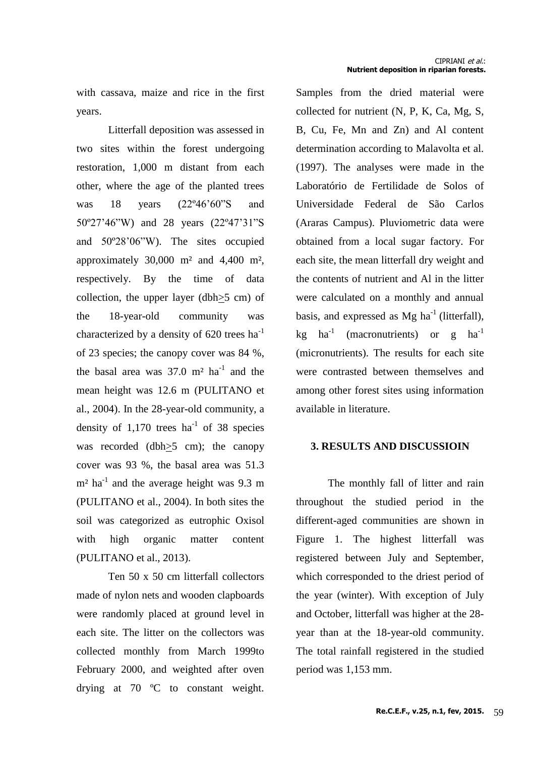with cassava, maize and rice in the first years.

Litterfall deposition was assessed in two sites within the forest undergoing restoration, 1,000 m distant from each other, where the age of the planted trees was 18 years (22º46'60"S and 50º27'46"W) and 28 years (22º47'31"S and 50º28'06"W). The sites occupied approximately 30,000 m² and 4,400 m², respectively. By the time of data collection, the upper layer (dbh≥5 cm) of the 18-year-old community was characterized by a density of 620 trees ha$^{-1}$ of 23 species; the canopy cover was 84 %, the basal area was 37.0 m² ha$^{-1}$ and the mean height was 12.6 m (PULITANO et al., 2004). In the 28-year-old community, a density of 1,170 trees ha$^{-1}$ of 38 species was recorded (dbh≥5 cm); the canopy cover was 93 %, the basal area was 51.3 m² ha$^{-1}$ and the average height was 9.3 m (PULITANO et al., 2004). In both sites the soil was categorized as eutrophic Oxisol with high organic matter content (PULITANO et al., 2013).

Ten 50 x 50 cm litterfall collectors made of nylon nets and wooden clapboards were randomly placed at ground level in each site. The litter on the collectors was collected monthly from March 1999to February 2000, and weighted after oven drying at 70 ºC to constant weight. Samples from the dried material were collected for nutrient (N, P, K, Ca, Mg, S, B, Cu, Fe, Mn and Zn) and Al content determination according to Malavolta et al. (1997). The analyses were made in the Laboratório de Fertilidade de Solos of Universidade Federal de São Carlos (Araras Campus). Pluviometric data were obtained from a local sugar factory. For each site, the mean litterfall dry weight and the contents of nutrient and Al in the litter were calculated on a monthly and annual basis, and expressed as Mg ha$^{-1}$ (litterfall), kg ha$^{-1}$ (macronutrients) or g ha$^{-1}$ (micronutrients). The results for each site were contrasted between themselves and among other forest sites using information available in literature.

## 3. RESULTS AND DISCUSSIOIN

The monthly fall of litter and rain throughout the studied period in the different-aged communities are shown in Figure 1. The highest litterfall was registered between July and September, which corresponded to the driest period of the year (winter). With exception of July and October, litterfall was higher at the 28-year than at the 18-year-old community. The total rainfall registered in the studied period was 1,153 mm.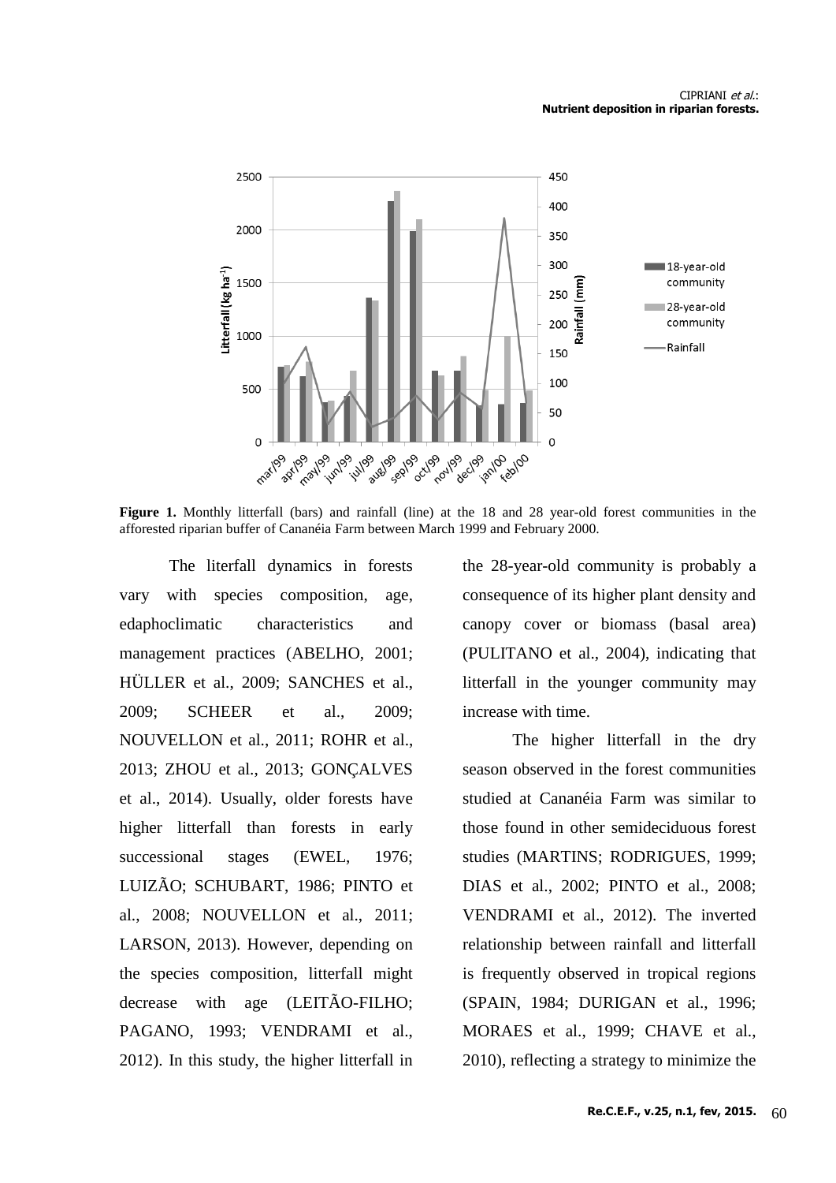**Figure 1.** Monthly litterfall (bars) and rainfall (line) at the 18 and 28 year-old forest communities in the afforested riparian buffer of Cananéia Farm between March 1999 and February 2000.

The literfall dynamics in forests vary with species composition, age, edaphoclimatic characteristics and management practices (ABELHO, 2001; HÜLLER et al., 2009; SANCHES et al., 2009; SCHEER et al., 2009; NOUVELLON et al., 2011; ROHR et al., 2013; ZHOU et al., 2013; GONÇALVES et al., 2014). Usually, older forests have higher litterfall than forests in early successional stages (EWEL, 1976; LUIZÃO; SCHUBART, 1986; PINTO et al., 2008; NOUVELLON et al., 2011; LARSON, 2013). However, depending on the species composition, litterfall might decrease with age (LEITÃO-FILHO; PAGANO, 1993; VENDRAMI et al., 2012). In this study, the higher litterfall in the 28-year-old community is probably a consequence of its higher plant density and canopy cover or biomass (basal area) (PULITANO et al., 2004), indicating that litterfall in the younger community may increase with time.

The higher litterfall in the dry season observed in the forest communities studied at Cananéia Farm was similar to those found in other semideciduous forest studies (MARTINS; RODRIGUES, 1999; DIAS et al., 2002; PINTO et al., 2008; VENDRAMI et al., 2012). The inverted relationship between rainfall and litterfall is frequently observed in tropical regions (SPAIN, 1984; DURIGAN et al., 1996; MORAES et al., 1999; CHAVE et al., 2010), reflecting a strategy to minimize the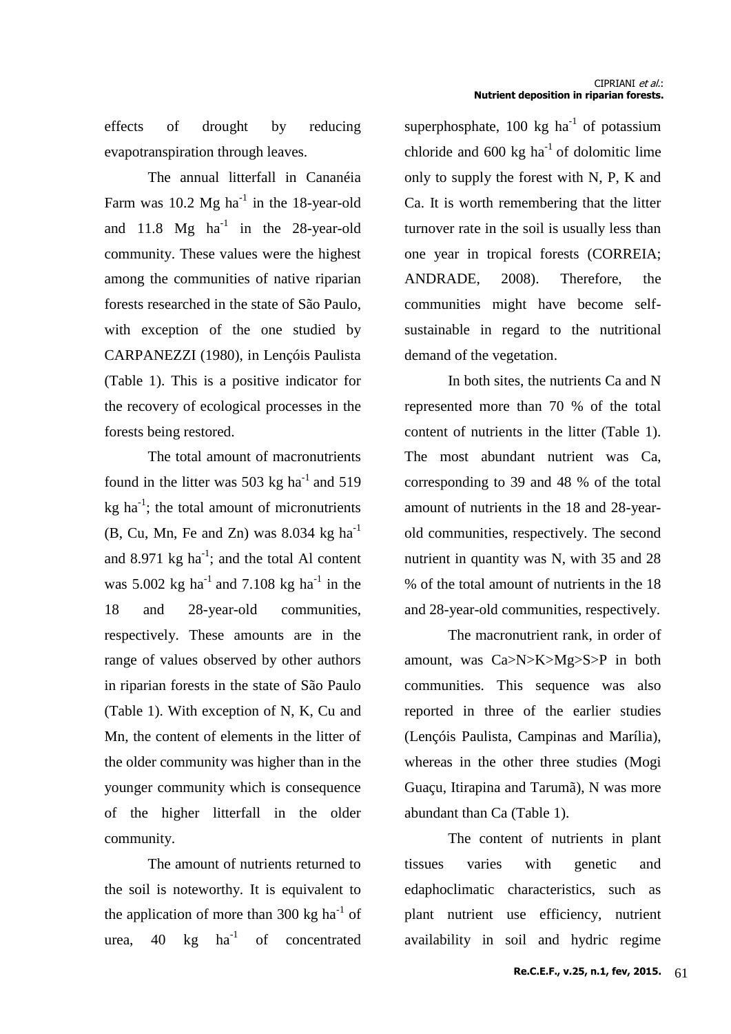effects of drought by reducing evapotranspiration through leaves.

The annual litterfall in Cananéia Farm was 10.2 Mg ha$^{-1}$ in the 18-year-old and 11.8 Mg ha$^{-1}$ in the 28-year-old community. These values were the highest among the communities of native riparian forests researched in the state of São Paulo, with exception of the one studied by CARPANEZZI (1980), in Lençóis Paulista (Table 1). This is a positive indicator for the recovery of ecological processes in the forests being restored.

The total amount of macronutrients found in the litter was 503 kg ha$^{-1}$ and 519 kg ha$^{-1}$; the total amount of micronutrients (B, Cu, Mn, Fe and Zn) was 8.034 kg ha$^{-1}$ and 8.971 kg ha$^{-1}$; and the total Al content was 5.002 kg ha$^{-1}$ and 7.108 kg ha$^{-1}$ in the 18 and 28-year-old communities, respectively. These amounts are in the range of values observed by other authors in riparian forests in the state of São Paulo (Table 1). With exception of N, K, Cu and Mn, the content of elements in the litter of the older community was higher than in the younger community which is consequence of the higher litterfall in the older community.

The amount of nutrients returned to the soil is noteworthy. It is equivalent to the application of more than 300 kg ha$^{-1}$ of urea, 40 kg ha$^{-1}$ of concentrated superphosphate, 100 kg ha$^{-1}$ of potassium chloride and 600 kg ha$^{-1}$ of dolomitic lime only to supply the forest with N, P, K and Ca. It is worth remembering that the litter turnover rate in the soil is usually less than one year in tropical forests (CORREIA; ANDRADE, 2008). Therefore, the communities might have become self-sustainable in regard to the nutritional demand of the vegetation.

In both sites, the nutrients Ca and N represented more than 70 % of the total content of nutrients in the litter (Table 1). The most abundant nutrient was Ca, corresponding to 39 and 48 % of the total amount of nutrients in the 18 and 28-year-old communities, respectively. The second nutrient in quantity was N, with 35 and 28 % of the total amount of nutrients in the 18 and 28-year-old communities, respectively.

The macronutrient rank, in order of amount, was Ca>N>K>Mg>S>P in both communities. This sequence was also reported in three of the earlier studies (Lençóis Paulista, Campinas and Marília), whereas in the other three studies (Mogi Guaçu, Itirapina and Tarumã), N was more abundant than Ca (Table 1).

The content of nutrients in plant tissues varies with genetic and edaphoclimatic characteristics, such as plant nutrient use efficiency, nutrient availability in soil and hydric regime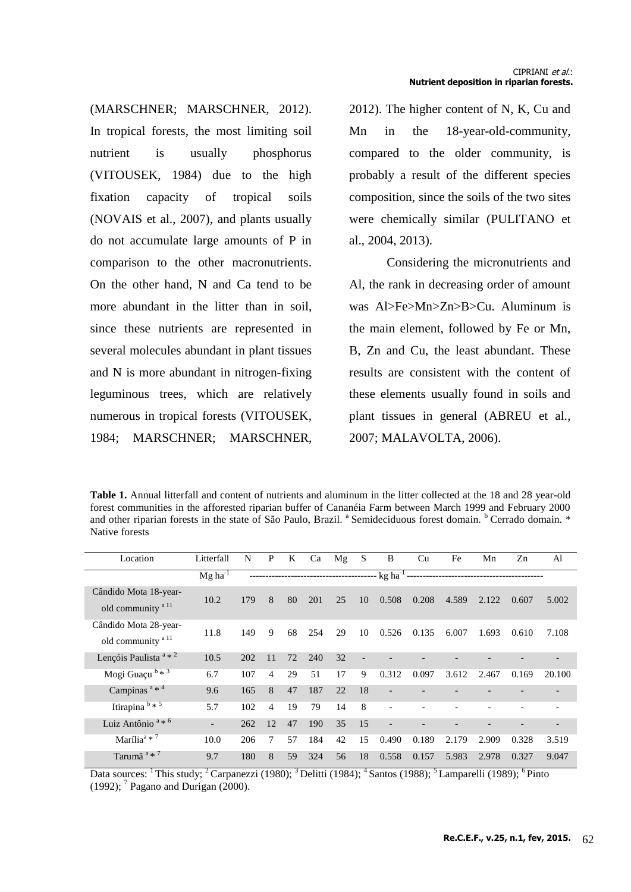(MARSCHNER; MARSCHNER, 2012). In tropical forests, the most limiting soil nutrient is usually phosphorus (VITOUSEK, 1984) due to the high fixation capacity of tropical soils (NOVAIS et al., 2007), and plants usually do not accumulate large amounts of P in comparison to the other macronutrients. On the other hand, N and Ca tend to be more abundant in the litter than in soil, since these nutrients are represented in several molecules abundant in plant tissues and N is more abundant in nitrogen-fixing leguminous trees, which are relatively numerous in tropical forests (VITOUSEK, 1984; MARSCHNER; MARSCHNER, 2012). The higher content of N, K, Cu and Mn in the 18-year-old-community, compared to the older community, is probably a result of the different species composition, since the soils of the two sites were chemically similar (PULITANO et al., 2004, 2013).

Considering the micronutrients and Al, the rank in decreasing order of amount was Al>Fe>Mn>Zn>B>Cu. Aluminum is the main element, followed by Fe or Mn, B, Zn and Cu, the least abundant. These results are consistent with the content of these elements usually found in soils and plant tissues in general (ABREU et al., 2007; MALAVOLTA, 2006).

**Table 1.** Annual litterfall and content of nutrients and aluminum in the litter collected at the 18 and 28 year-old forest communities in the afforested riparian buffer of Cananéia Farm between March 1999 and February 2000 and other riparian forests in the state of São Paulo, Brazil. [a] Semideciduous forest domain. [b] Cerrado domain. * Native forests

| Location | Litterfall | N | P | K | Ca | Mg | S | B | Cu | Fe | Mn | Zn | Al |
|---|---|---|---|---|---|---|---|---|---|---|---|---|---|
| | $Mg\ ha^{-1}$ | ---- | ---- | ---- | ---- | ---- | ---- | $kg\ ha^{-1}$ | ---- | ---- | ---- | ---- | ---- |
| Cândido Mota 18-year-old community [a 1] | 10.2 | 179 | 8 | 80 | 201 | 25 | 10 | 0.508 | 0.208 | 4.589 | 2.122 | 0.607 | 5.002 |
| Cândido Mota 28-year-old community [a 1] | 11.8 | 149 | 9 | 68 | 254 | 29 | 10 | 0.526 | 0.135 | 6.007 | 1.693 | 0.610 | 7.108 |
| Lençóis Paulista [a * 2] | 10.5 | 202 | 11 | 72 | 240 | 32 | - | - | - | - | - | - | - |
| Mogi Guaçu [b * 3] | 6.7 | 107 | 4 | 29 | 51 | 17 | 9 | 0.312 | 0.097 | 3.612 | 2.467 | 0.169 | 20.100 |
| Campinas [a * 4] | 9.6 | 165 | 8 | 47 | 187 | 22 | 18 | - | - | - | - | - | - |
| Itirapina [b * 5] | 5.7 | 102 | 4 | 19 | 79 | 14 | 8 | - | - | - | - | - | - |
| Luiz Antônio [a * 6] | - | 262 | 12 | 47 | 190 | 35 | 15 | - | - | - | - | - | - |
| Marília [a * 7] | 10.0 | 206 | 7 | 57 | 184 | 42 | 15 | 0.490 | 0.189 | 2.179 | 2.909 | 0.328 | 3.519 |
| Tarumã [a * 7] | 9.7 | 180 | 8 | 59 | 324 | 56 | 18 | 0.558 | 0.157 | 5.983 | 2.978 | 0.327 | 9.047 |

Data sources: [1] This study; [2] Carpanezzi (1980); [3] Delitti (1984); [4] Santos (1988); [5] Lamparelli (1989); [6] Pinto (1992); [7] Pagano and Durigan (2000).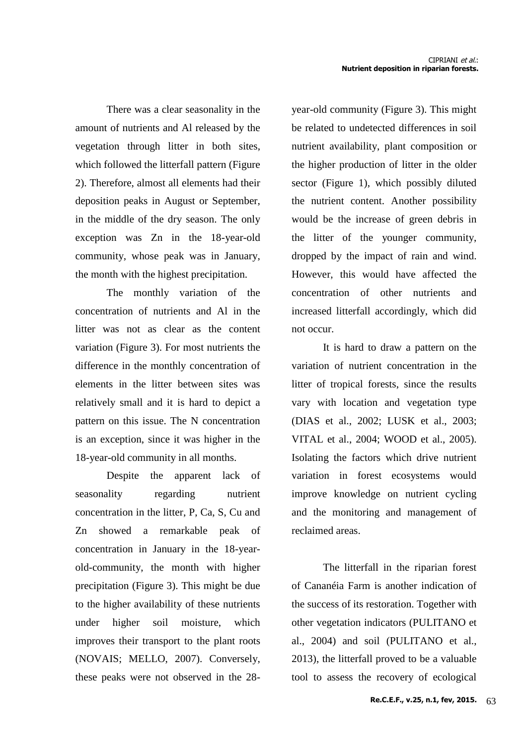There was a clear seasonality in the amount of nutrients and Al released by the vegetation through litter in both sites, which followed the litterfall pattern (Figure 2). Therefore, almost all elements had their deposition peaks in August or September, in the middle of the dry season. The only exception was Zn in the 18-year-old community, whose peak was in January, the month with the highest precipitation.

The monthly variation of the concentration of nutrients and Al in the litter was not as clear as the content variation (Figure 3). For most nutrients the difference in the monthly concentration of elements in the litter between sites was relatively small and it is hard to depict a pattern on this issue. The N concentration is an exception, since it was higher in the 18-year-old community in all months.

Despite the apparent lack of seasonality regarding nutrient concentration in the litter, P, Ca, S, Cu and Zn showed a remarkable peak of concentration in January in the 18-year-old-community, the month with higher precipitation (Figure 3). This might be due to the higher availability of these nutrients under higher soil moisture, which improves their transport to the plant roots (NOVAIS; MELLO, 2007). Conversely, these peaks were not observed in the 28-year-old community (Figure 3). This might be related to undetected differences in soil nutrient availability, plant composition or the higher production of litter in the older sector (Figure 1), which possibly diluted the nutrient content. Another possibility would be the increase of green debris in the litter of the younger community, dropped by the impact of rain and wind. However, this would have affected the concentration of other nutrients and increased litterfall accordingly, which did not occur.

It is hard to draw a pattern on the variation of nutrient concentration in the litter of tropical forests, since the results vary with location and vegetation type (DIAS et al., 2002; LUSK et al., 2003; VITAL et al., 2004; WOOD et al., 2005). Isolating the factors which drive nutrient variation in forest ecosystems would improve knowledge on nutrient cycling and the monitoring and management of reclaimed areas.

The litterfall in the riparian forest of Cananéia Farm is another indication of the success of its restoration. Together with other vegetation indicators (PULITANO et al., 2004) and soil (PULITANO et al., 2013), the litterfall proved to be a valuable tool to assess the recovery of ecological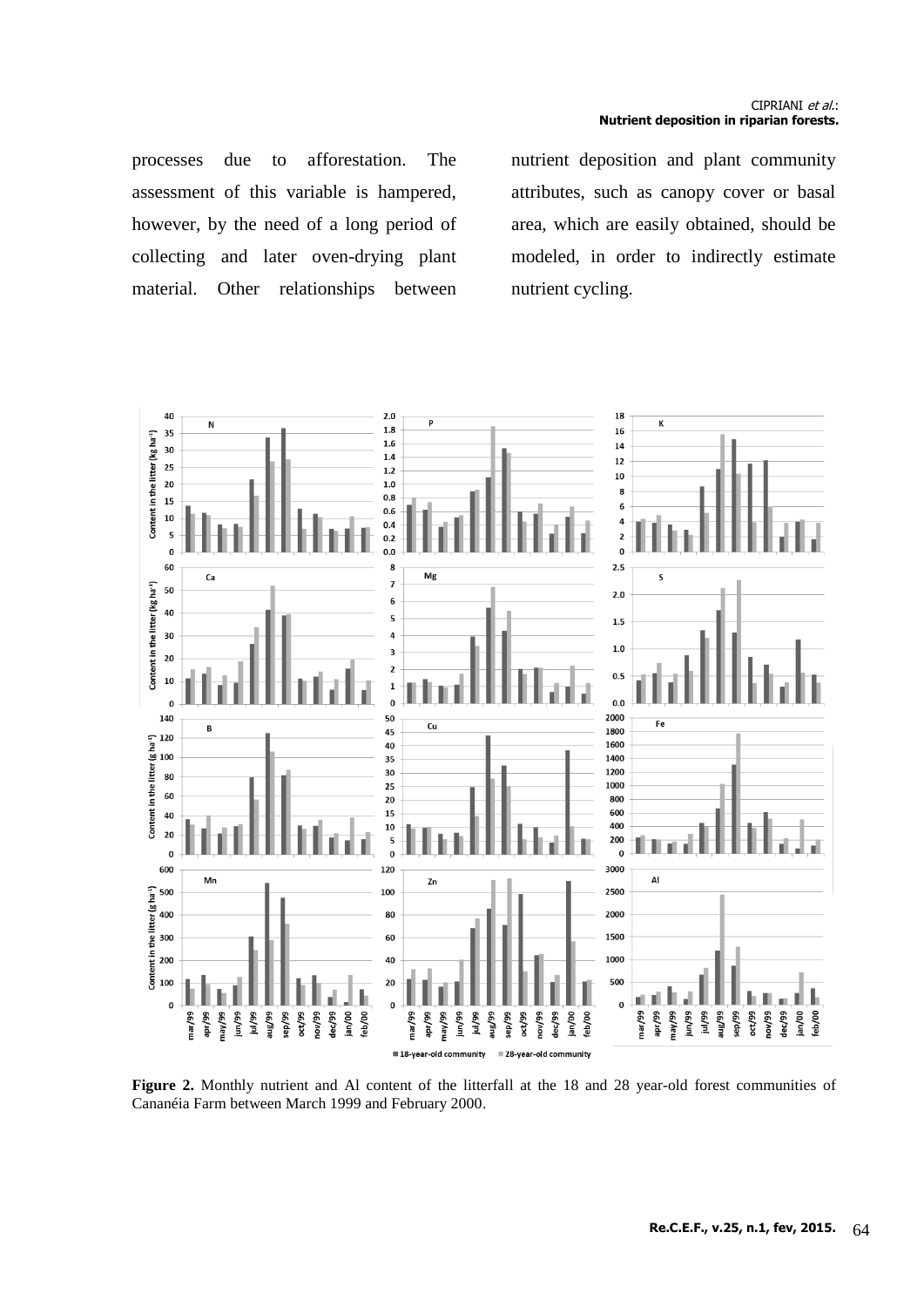processes due to afforestation. The assessment of this variable is hampered, however, by the need of a long period of collecting and later oven-drying plant material. Other relationships between nutrient deposition and plant community attributes, such as canopy cover or basal area, which are easily obtained, should be modeled, in order to indirectly estimate nutrient cycling.

**Figure 2.** Monthly nutrient and Al content of the litterfall at the 18 and 28 year-old forest communities of Cananéia Farm between March 1999 and February 2000.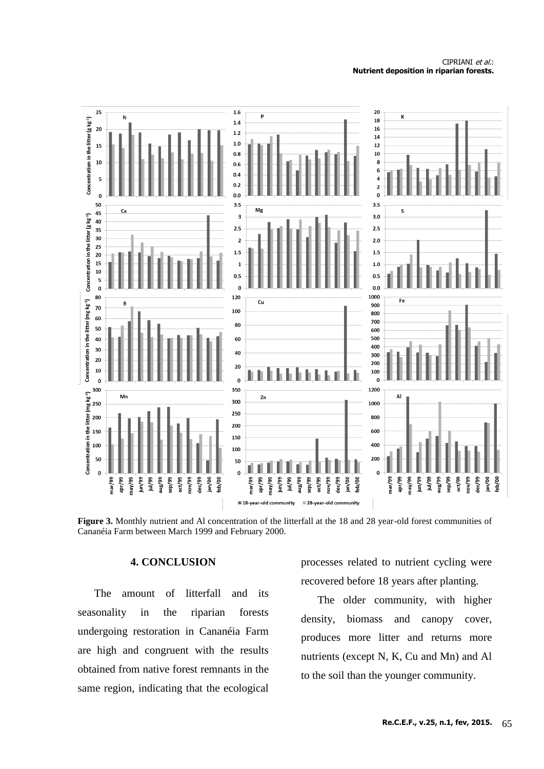**Figure 3.** Monthly nutrient and Al concentration of the litterfall at the 18 and 28 year-old forest communities of Cananéia Farm between March 1999 and February 2000.

## 4. CONCLUSION

The amount of litterfall and its seasonality in the riparian forests undergoing restoration in Cananéia Farm are high and congruent with the results obtained from native forest remnants in the same region, indicating that the ecological processes related to nutrient cycling were recovered before 18 years after planting.

The older community, with higher density, biomass and canopy cover, produces more litter and returns more nutrients (except N, K, Cu and Mn) and Al to the soil than the younger community.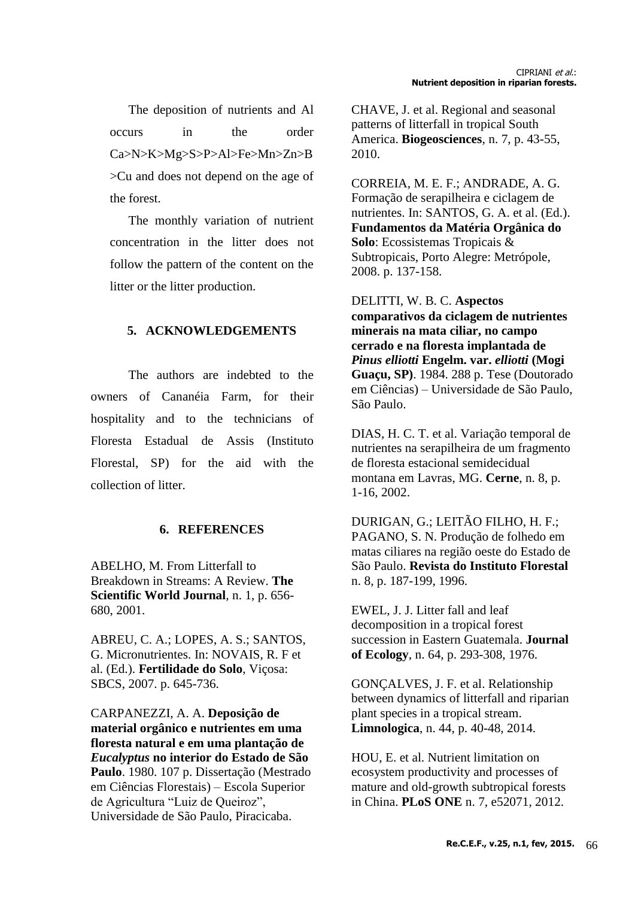The deposition of nutrients and Al occurs in the order Ca>N>K>Mg>S>P>Al>Fe>Mn>Zn>B>Cu and does not depend on the age of the forest.

The monthly variation of nutrient concentration in the litter does not follow the pattern of the content on the litter or the litter production.

## 5. ACKNOWLEDGEMENTS

The authors are indebted to the owners of Cananéia Farm, for their hospitality and to the technicians of Floresta Estadual de Assis (Instituto Florestal, SP) for the aid with the collection of litter.

## 6. REFERENCES

ABELHO, M. From Litterfall to Breakdown in Streams: A Review. **The Scientific World Journal**, n. 1, p. 656-680, 2001.

ABREU, C. A.; LOPES, A. S.; SANTOS, G. Micronutrientes. In: NOVAIS, R. F et al. (Ed.). **Fertilidade do Solo**, Viçosa: SBCS, 2007. p. 645-736.

CARPANEZZI, A. A. **Deposição de material orgânico e nutrientes em uma floresta natural e em uma plantação de *Eucalyptus* no interior do Estado de São Paulo**. 1980. 107 p. Dissertação (Mestrado em Ciências Florestais) – Escola Superior de Agricultura "Luiz de Queiroz", Universidade de São Paulo, Piracicaba.

CHAVE, J. et al. Regional and seasonal patterns of litterfall in tropical South America. **Biogeosciences**, n. 7, p. 43-55, 2010.

CORREIA, M. E. F.; ANDRADE, A. G. Formação de serapilheira e ciclagem de nutrientes. In: SANTOS, G. A. et al. (Ed.). **Fundamentos da Matéria Orgânica do Solo**: Ecossistemas Tropicais & Subtropicais, Porto Alegre: Metrópole, 2008. p. 137-158.

DELITTI, W. B. C. **Aspectos comparativos da ciclagem de nutrientes minerais na mata ciliar, no campo cerrado e na floresta implantada de *Pinus elliotti* Engelm. var. *elliotti* (Mogi Guaçu, SP)**. 1984. 288 p. Tese (Doutorado em Ciências) – Universidade de São Paulo, São Paulo.

DIAS, H. C. T. et al. Variação temporal de nutrientes na serapilheira de um fragmento de floresta estacional semidecidual montana em Lavras, MG. **Cerne**, n. 8, p. 1-16, 2002.

DURIGAN, G.; LEITÃO FILHO, H. F.; PAGANO, S. N. Produção de folhedo em matas ciliares na região oeste do Estado de São Paulo. **Revista do Instituto Florestal** n. 8, p. 187-199, 1996.

EWEL, J. J. Litter fall and leaf decomposition in a tropical forest succession in Eastern Guatemala. **Journal of Ecology**, n. 64, p. 293-308, 1976.

GONÇALVES, J. F. et al. Relationship between dynamics of litterfall and riparian plant species in a tropical stream. **Limnologica**, n. 44, p. 40-48, 2014.

HOU, E. et al. Nutrient limitation on ecosystem productivity and processes of mature and old-growth subtropical forests in China. **PLoS ONE** n. 7, e52071, 2012.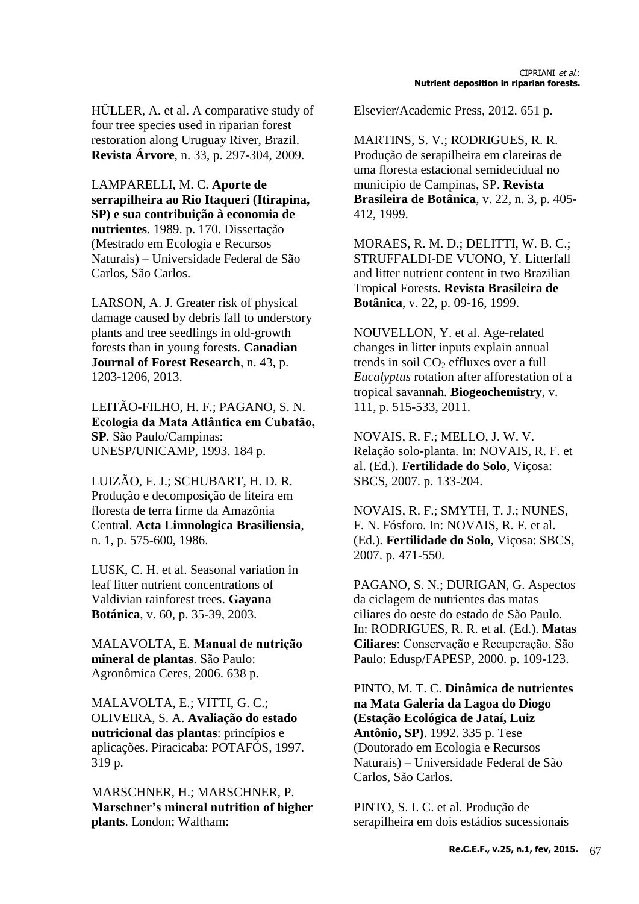HÜLLER, A. et al. A comparative study of four tree species used in riparian forest restoration along Uruguay River, Brazil. **Revista Árvore**, n. 33, p. 297-304, 2009.

LAMPARELLI, M. C. **Aporte de serrapilheira ao Rio Itaqueri (Itirapina, SP) e sua contribuição à economia de nutrientes**. 1989. p. 170. Dissertação (Mestrado em Ecologia e Recursos Naturais) – Universidade Federal de São Carlos, São Carlos.

LARSON, A. J. Greater risk of physical damage caused by debris fall to understory plants and tree seedlings in old-growth forests than in young forests. **Canadian Journal of Forest Research**, n. 43, p. 1203-1206, 2013.

LEITÃO-FILHO, H. F.; PAGANO, S. N. **Ecologia da Mata Atlântica em Cubatão, SP**. São Paulo/Campinas: UNESP/UNICAMP, 1993. 184 p.

LUIZÃO, F. J.; SCHUBART, H. D. R. Produção e decomposição de liteira em floresta de terra firme da Amazônia Central. **Acta Limnologica Brasiliensia**, n. 1, p. 575-600, 1986.

LUSK, C. H. et al. Seasonal variation in leaf litter nutrient concentrations of Valdivian rainforest trees. **Gayana Botánica**, v. 60, p. 35-39, 2003.

MALAVOLTA, E. **Manual de nutrição mineral de plantas**. São Paulo: Agronômica Ceres, 2006. 638 p.

MALAVOLTA, E.; VITTI, G. C.; OLIVEIRA, S. A. **Avaliação do estado nutricional das plantas**: princípios e aplicações. Piracicaba: POTAFÓS, 1997. 319 p.

MARSCHNER, H.; MARSCHNER, P. **Marschner's mineral nutrition of higher plants**. London; Waltham: Elsevier/Academic Press, 2012. 651 p.

MARTINS, S. V.; RODRIGUES, R. R. Produção de serapilheira em clareiras de uma floresta estacional semidecidual no município de Campinas, SP. **Revista Brasileira de Botânica**, v. 22, n. 3, p. 405-412, 1999.

MORAES, R. M. D.; DELITTI, W. B. C.; STRUFFALDI-DE VUONO, Y. Litterfall and litter nutrient content in two Brazilian Tropical Forests. **Revista Brasileira de Botânica**, v. 22, p. 09-16, 1999.

NOUVELLON, Y. et al. Age-related changes in litter inputs explain annual trends in soil $CO_2$ effluxes over a full *Eucalyptus* rotation after afforestation of a tropical savannah. **Biogeochemistry**, v. 111, p. 515-533, 2011.

NOVAIS, R. F.; MELLO, J. W. V. Relação solo-planta. In: NOVAIS, R. F. et al. (Ed.). **Fertilidade do Solo**, Viçosa: SBCS, 2007. p. 133-204.

NOVAIS, R. F.; SMYTH, T. J.; NUNES, F. N. Fósforo. In: NOVAIS, R. F. et al. (Ed.). **Fertilidade do Solo**, Viçosa: SBCS, 2007. p. 471-550.

PAGANO, S. N.; DURIGAN, G. Aspectos da ciclagem de nutrientes das matas ciliares do oeste do estado de São Paulo. In: RODRIGUES, R. R. et al. (Ed.). **Matas Ciliares**: Conservação e Recuperação. São Paulo: Edusp/FAPESP, 2000. p. 109-123.

PINTO, M. T. C. **Dinâmica de nutrientes na Mata Galeria da Lagoa do Diogo (Estação Ecológica de Jataí, Luiz Antônio, SP)**. 1992. 335 p. Tese (Doutorado em Ecologia e Recursos Naturais) – Universidade Federal de São Carlos, São Carlos.

PINTO, S. I. C. et al. Produção de serapilheira em dois estádios sucessionais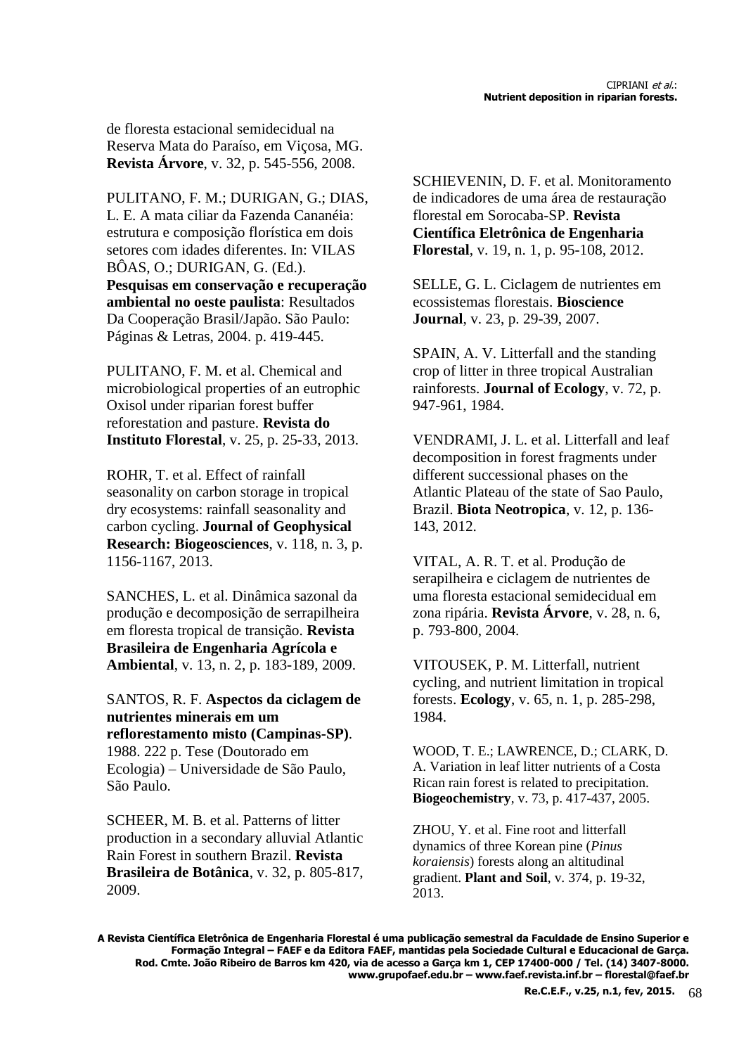de floresta estacional semidecidual na Reserva Mata do Paraíso, em Viçosa, MG. **Revista Árvore**, v. 32, p. 545-556, 2008.

PULITANO, F. M.; DURIGAN, G.; DIAS, L. E. A mata ciliar da Fazenda Cananéia: estrutura e composição florística em dois setores com idades diferentes. In: VILAS BÔAS, O.; DURIGAN, G. (Ed.). **Pesquisas em conservação e recuperação ambiental no oeste paulista**: Resultados Da Cooperação Brasil/Japão. São Paulo: Páginas & Letras, 2004. p. 419-445.

PULITANO, F. M. et al. Chemical and microbiological properties of an eutrophic Oxisol under riparian forest buffer reforestation and pasture. **Revista do Instituto Florestal**, v. 25, p. 25-33, 2013.

ROHR, T. et al. Effect of rainfall seasonality on carbon storage in tropical dry ecosystems: rainfall seasonality and carbon cycling. **Journal of Geophysical Research: Biogeosciences**, v. 118, n. 3, p. 1156-1167, 2013.

SANCHES, L. et al. Dinâmica sazonal da produção e decomposição de serrapilheira em floresta tropical de transição. **Revista Brasileira de Engenharia Agrícola e Ambiental**, v. 13, n. 2, p. 183-189, 2009.

SANTOS, R. F. **Aspectos da ciclagem de nutrientes minerais em um reflorestamento misto (Campinas-SP)**. 1988. 222 p. Tese (Doutorado em Ecologia) – Universidade de São Paulo, São Paulo.

SCHEER, M. B. et al. Patterns of litter production in a secondary alluvial Atlantic Rain Forest in southern Brazil. **Revista Brasileira de Botânica**, v. 32, p. 805-817, 2009.

SCHIEVENIN, D. F. et al. Monitoramento de indicadores de uma área de restauração florestal em Sorocaba-SP. **Revista Científica Eletrônica de Engenharia Florestal**, v. 19, n. 1, p. 95-108, 2012.

SELLE, G. L. Ciclagem de nutrientes em ecossistemas florestais. **Bioscience Journal**, v. 23, p. 29-39, 2007.

SPAIN, A. V. Litterfall and the standing crop of litter in three tropical Australian rainforests. **Journal of Ecology**, v. 72, p. 947-961, 1984.

VENDRAMI, J. L. et al. Litterfall and leaf decomposition in forest fragments under different successional phases on the Atlantic Plateau of the state of Sao Paulo, Brazil. **Biota Neotropica**, v. 12, p. 136-143, 2012.

VITAL, A. R. T. et al. Produção de serapilheira e ciclagem de nutrientes de uma floresta estacional semidecidual em zona ripária. **Revista Árvore**, v. 28, n. 6, p. 793-800, 2004.

VITOUSEK, P. M. Litterfall, nutrient cycling, and nutrient limitation in tropical forests. **Ecology**, v. 65, n. 1, p. 285-298, 1984.

WOOD, T. E.; LAWRENCE, D.; CLARK, D. A. Variation in leaf litter nutrients of a Costa Rican rain forest is related to precipitation. **Biogeochemistry**, v. 73, p. 417-437, 2005.

ZHOU, Y. et al. Fine root and litterfall dynamics of three Korean pine (*Pinus koraiensis*) forests along an altitudinal gradient. **Plant and Soil**, v. 374, p. 19-32, 2013.